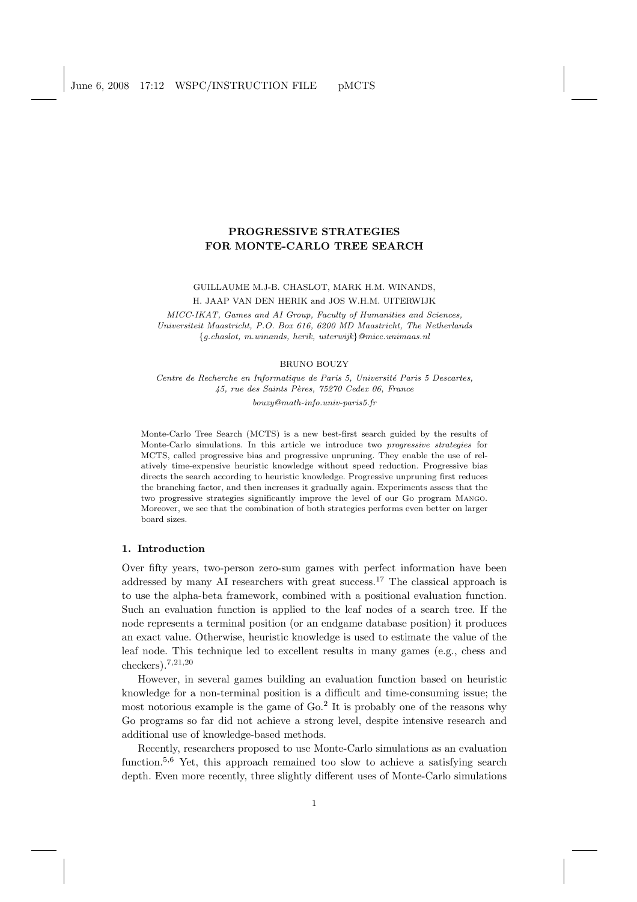# PROGRESSIVE STRATEGIES FOR MONTE-CARLO TREE SEARCH

GUILLAUME M.J-B. CHASLOT, MARK H.M. WINANDS, H. JAAP VAN DEN HERIK and JOS W.H.M. UITERWIJK

*MICC-IKAT, Games and AI Group, Faculty of Humanities and Sciences, Universiteit Maastricht, P.O. Box 616, 6200 MD Maastricht, The Netherlands*
*{g.chaslot, m.winands, herik, uiterwijk}@micc.unimaas.nl*

BRUNO BOUZY

*Centre de Recherche en Informatique de Paris 5, Université Paris 5 Descartes, 45, rue des Saints Pères, 75270 Cedex 06, France*
*bouzy@math-info.univ-paris5.fr*

Monte-Carlo Tree Search (MCTS) is a new best-first search guided by the results of Monte-Carlo simulations. In this article we introduce two *progressive strategies* for MCTS, called progressive bias and progressive unpruning. They enable the use of relatively time-expensive heuristic knowledge without speed reduction. Progressive bias directs the search according to heuristic knowledge. Progressive unpruning first reduces the branching factor, and then increases it gradually again. Experiments assess that the two progressive strategies significantly improve the level of our Go program Mango. Moreover, we see that the combination of both strategies performs even better on larger board sizes.

## 1. Introduction

Over fifty years, two-person zero-sum games with perfect information have been addressed by many AI researchers with great success.[17] The classical approach is to use the alpha-beta framework, combined with a positional evaluation function. Such an evaluation function is applied to the leaf nodes of a search tree. If the node represents a terminal position (or an endgame database position) it produces an exact value. Otherwise, heuristic knowledge is used to estimate the value of the leaf node. This technique led to excellent results in many games (e.g., chess and checkers).[7,21,20]

However, in several games building an evaluation function based on heuristic knowledge for a non-terminal position is a difficult and time-consuming issue; the most notorious example is the game of Go.[2] It is probably one of the reasons why Go programs so far did not achieve a strong level, despite intensive research and additional use of knowledge-based methods.

Recently, researchers proposed to use Monte-Carlo simulations as an evaluation function.[5,6] Yet, this approach remained too slow to achieve a satisfying search depth. Even more recently, three slightly different uses of Monte-Carlo simulations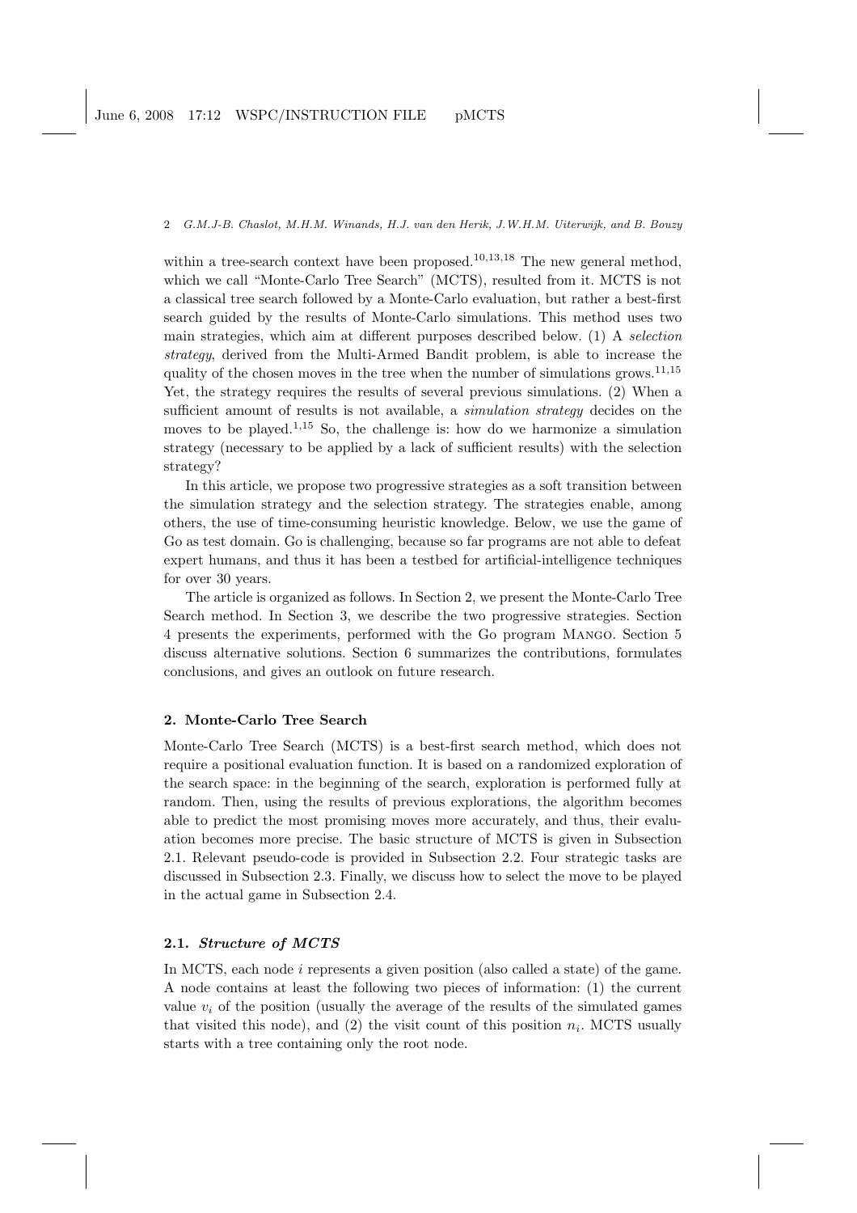within a tree-search context have been proposed.[10,13,18] The new general method, which we call "Monte-Carlo Tree Search" (MCTS), resulted from it. MCTS is not a classical tree search followed by a Monte-Carlo evaluation, but rather a best-first search guided by the results of Monte-Carlo simulations. This method uses two main strategies, which aim at different purposes described below. (1) A *selection strategy*, derived from the Multi-Armed Bandit problem, is able to increase the quality of the chosen moves in the tree when the number of simulations grows.[11,15] Yet, the strategy requires the results of several previous simulations. (2) When a sufficient amount of results is not available, a *simulation strategy* decides on the moves to be played.[1,15] So, the challenge is: how do we harmonize a simulation strategy (necessary to be applied by a lack of sufficient results) with the selection strategy?

In this article, we propose two progressive strategies as a soft transition between the simulation strategy and the selection strategy. The strategies enable, among others, the use of time-consuming heuristic knowledge. Below, we use the game of Go as test domain. Go is challenging, because so far programs are not able to defeat expert humans, and thus it has been a testbed for artificial-intelligence techniques for over 30 years.

The article is organized as follows. In Section 2, we present the Monte-Carlo Tree Search method. In Section 3, we describe the two progressive strategies. Section 4 presents the experiments, performed with the Go program Mango. Section 5 discuss alternative solutions. Section 6 summarizes the contributions, formulates conclusions, and gives an outlook on future research.

## 2. Monte-Carlo Tree Search

Monte-Carlo Tree Search (MCTS) is a best-first search method, which does not require a positional evaluation function. It is based on a randomized exploration of the search space: in the beginning of the search, exploration is performed fully at random. Then, using the results of previous explorations, the algorithm becomes able to predict the most promising moves more accurately, and thus, their evaluation becomes more precise. The basic structure of MCTS is given in Subsection 2.1. Relevant pseudo-code is provided in Subsection 2.2. Four strategic tasks are discussed in Subsection 2.3. Finally, we discuss how to select the move to be played in the actual game in Subsection 2.4.

### 2.1. *Structure of MCTS*

In MCTS, each node $i$ represents a given position (also called a state) of the game. A node contains at least the following two pieces of information: (1) the current value $v_i$ of the position (usually the average of the results of the simulated games that visited this node), and (2) the visit count of this position $n_i$. MCTS usually starts with a tree containing only the root node.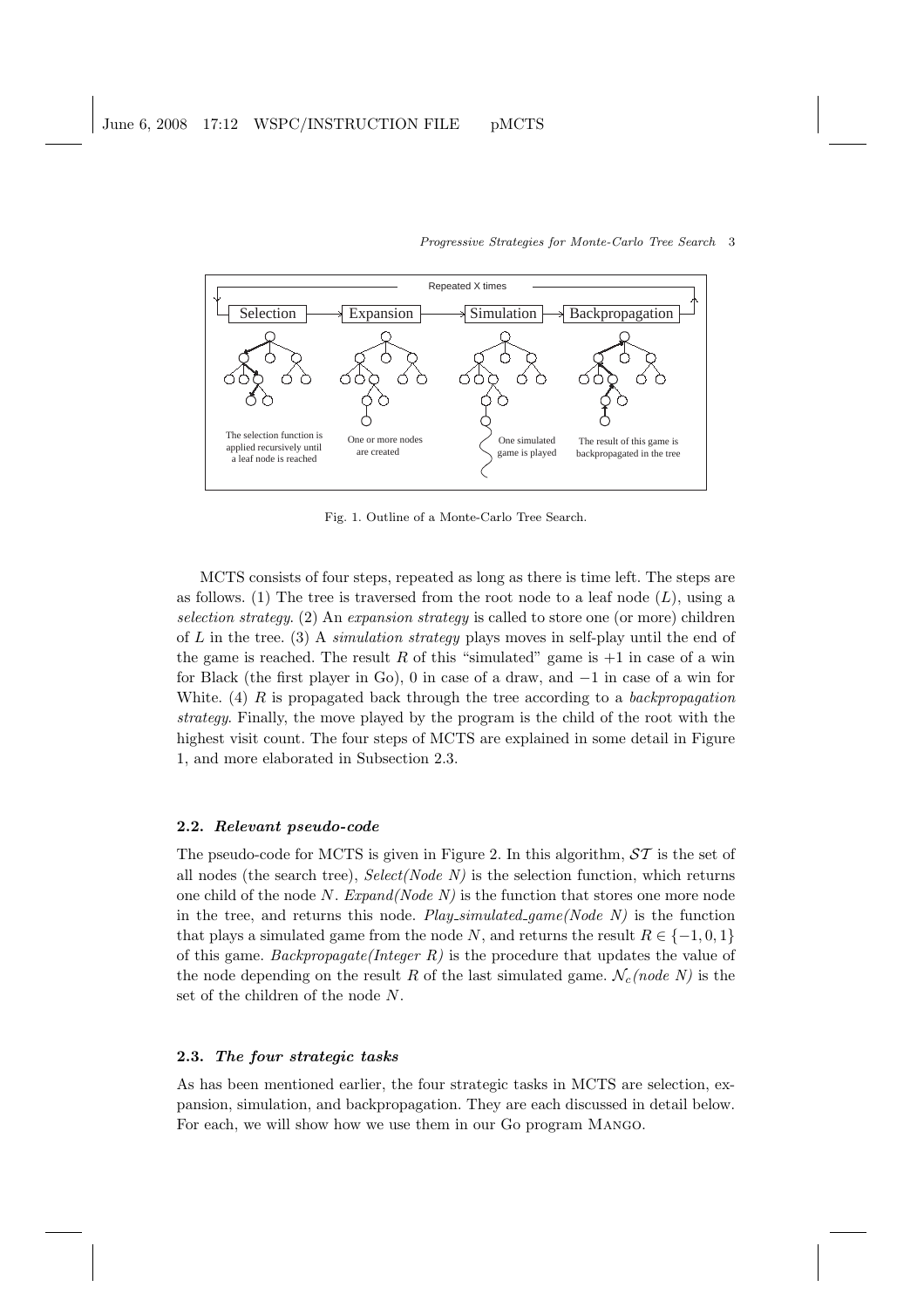Fig. 1. Outline of a Monte-Carlo Tree Search.

MCTS consists of four steps, repeated as long as there is time left. The steps are as follows. (1) The tree is traversed from the root node to a leaf node ($L$), using a *selection strategy*. (2) An *expansion strategy* is called to store one (or more) children of $L$ in the tree. (3) A *simulation strategy* plays moves in self-play until the end of the game is reached. The result $R$ of this "simulated" game is $+1$ in case of a win for Black (the first player in Go), 0 in case of a draw, and $-1$ in case of a win for White. (4) $R$ is propagated back through the tree according to a *backpropagation strategy*. Finally, the move played by the program is the child of the root with the highest visit count. The four steps of MCTS are explained in some detail in Figure 1, and more elaborated in Subsection 2.3.

### 2.2. *Relevant pseudo-code*

The pseudo-code for MCTS is given in Figure 2. In this algorithm, $\mathcal{ST}$ is the set of all nodes (the search tree), *Select(Node N)* is the selection function, which returns one child of the node $N$. *Expand(Node N)* is the function that stores one more node in the tree, and returns this node. *Play_simulated_game(Node N)* is the function that plays a simulated game from the node $N$, and returns the result $R \in \{-1, 0, 1\}$ of this game. *Backpropagate(Integer R)* is the procedure that updates the value of the node depending on the result $R$ of the last simulated game. $\mathcal{N}_c$*(node N)* is the set of the children of the node $N$.

### 2.3. *The four strategic tasks*

As has been mentioned earlier, the four strategic tasks in MCTS are selection, expansion, simulation, and backpropagation. They are each discussed in detail below. For each, we will show how we use them in our Go program Mango.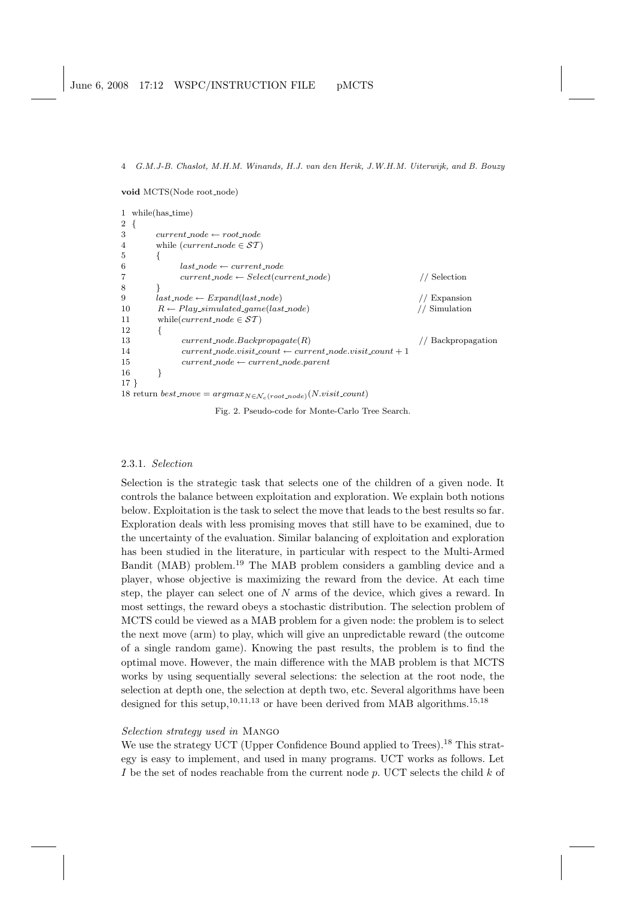**void** MCTS(Node root_node)

```
1  while(has_time)
2  {
3        current_node ← root_node
4        while (current_node ∈ ST)
5        {
6              last_node ← current_node
7              current_node ← Select(current_node)                    // Selection
8        }
9        last_node ← Expand(last_node)                                // Expansion
10       R ← Play_simulated_game(last_node)                           // Simulation
11       while(current_node ∈ ST)
12       {
13             current_node.Backpropagate(R)                          // Backpropagation
14             current_node.visit_count ← current_node.visit_count + 1
15             current_node ← current_node.parent
16       }
17 }
18 return best_move = argmax_{N∈N_c(root_node)}(N.visit_count)
```

Fig. 2. Pseudo-code for Monte-Carlo Tree Search.

#### 2.3.1. *Selection*

Selection is the strategic task that selects one of the children of a given node. It controls the balance between exploitation and exploration. We explain both notions below. Exploitation is the task to select the move that leads to the best results so far. Exploration deals with less promising moves that still have to be examined, due to the uncertainty of the evaluation. Similar balancing of exploitation and exploration has been studied in the literature, in particular with respect to the Multi-Armed Bandit (MAB) problem.[19] The MAB problem considers a gambling device and a player, whose objective is maximizing the reward from the device. At each time step, the player can select one of $N$ arms of the device, which gives a reward. In most settings, the reward obeys a stochastic distribution. The selection problem of MCTS could be viewed as a MAB problem for a given node: the problem is to select the next move (arm) to play, which will give an unpredictable reward (the outcome of a single random game). Knowing the past results, the problem is to find the optimal move. However, the main difference with the MAB problem is that MCTS works by using sequentially several selections: the selection at the root node, the selection at depth one, the selection at depth two, etc. Several algorithms have been designed for this setup,[10,11,13] or have been derived from MAB algorithms.[15,18]

*Selection strategy used in* Mango

We use the strategy UCT (Upper Confidence Bound applied to Trees).[18] This strategy is easy to implement, and used in many programs. UCT works as follows. Let $I$ be the set of nodes reachable from the current node $p$. UCT selects the child $k$ of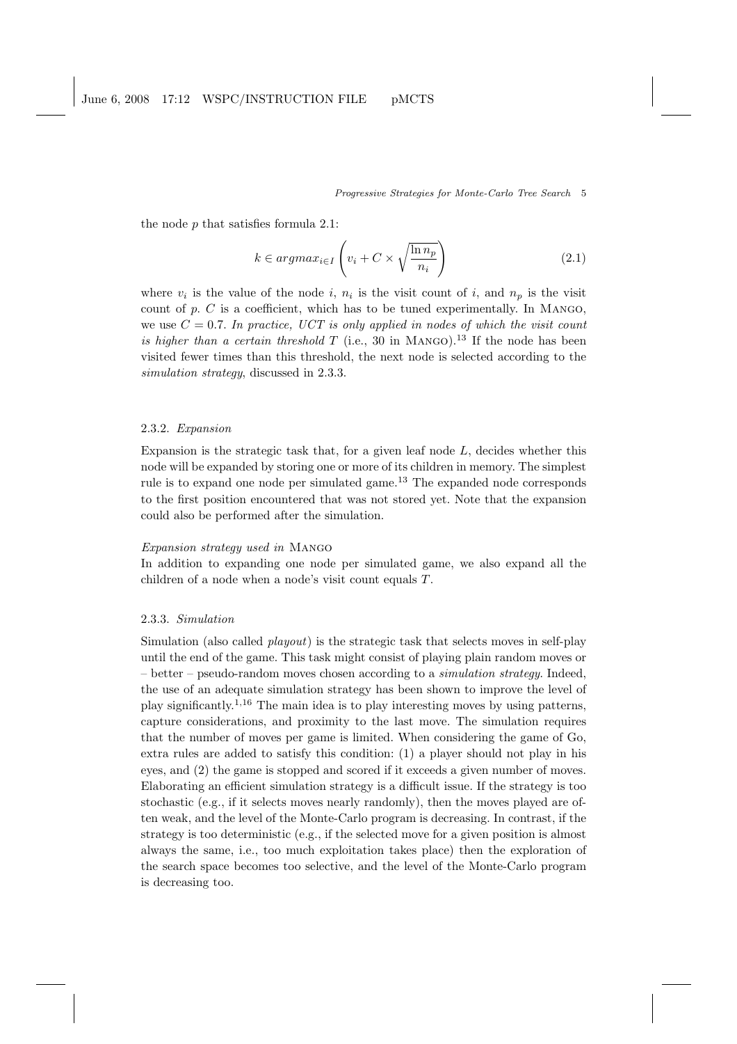the node $p$ that satisfies formula 2.1:

$$k \in argmax_{i \in I} \left( v_i + C \times \sqrt{\frac{\ln n_p}{n_i}} \right) \tag{2.1}$$

where $v_i$ is the value of the node $i$, $n_i$ is the visit count of $i$, and $n_p$ is the visit count of $p$. $C$ is a coefficient, which has to be tuned experimentally. In Mango, we use $C = 0.7$. *In practice, UCT is only applied in nodes of which the visit count is higher than a certain threshold $T$* (i.e., 30 in Mango).[13] If the node has been visited fewer times than this threshold, the next node is selected according to the *simulation strategy*, discussed in 2.3.3.

### 2.3.2. *Expansion*

Expansion is the strategic task that, for a given leaf node $L$, decides whether this node will be expanded by storing one or more of its children in memory. The simplest rule is to expand one node per simulated game.[13] The expanded node corresponds to the first position encountered that was not stored yet. Note that the expansion could also be performed after the simulation.

*Expansion strategy used in* Mango

In addition to expanding one node per simulated game, we also expand all the children of a node when a node's visit count equals $T$.

### 2.3.3. *Simulation*

Simulation (also called *playout*) is the strategic task that selects moves in self-play until the end of the game. This task might consist of playing plain random moves or – better – pseudo-random moves chosen according to a *simulation strategy*. Indeed, the use of an adequate simulation strategy has been shown to improve the level of play significantly.[1,16] The main idea is to play interesting moves by using patterns, capture considerations, and proximity to the last move. The simulation requires that the number of moves per game is limited. When considering the game of Go, extra rules are added to satisfy this condition: (1) a player should not play in his eyes, and (2) the game is stopped and scored if it exceeds a given number of moves. Elaborating an efficient simulation strategy is a difficult issue. If the strategy is too stochastic (e.g., if it selects moves nearly randomly), then the moves played are often weak, and the level of the Monte-Carlo program is decreasing. In contrast, if the strategy is too deterministic (e.g., if the selected move for a given position is almost always the same, i.e., too much exploitation takes place) then the exploration of the search space becomes too selective, and the level of the Monte-Carlo program is decreasing too.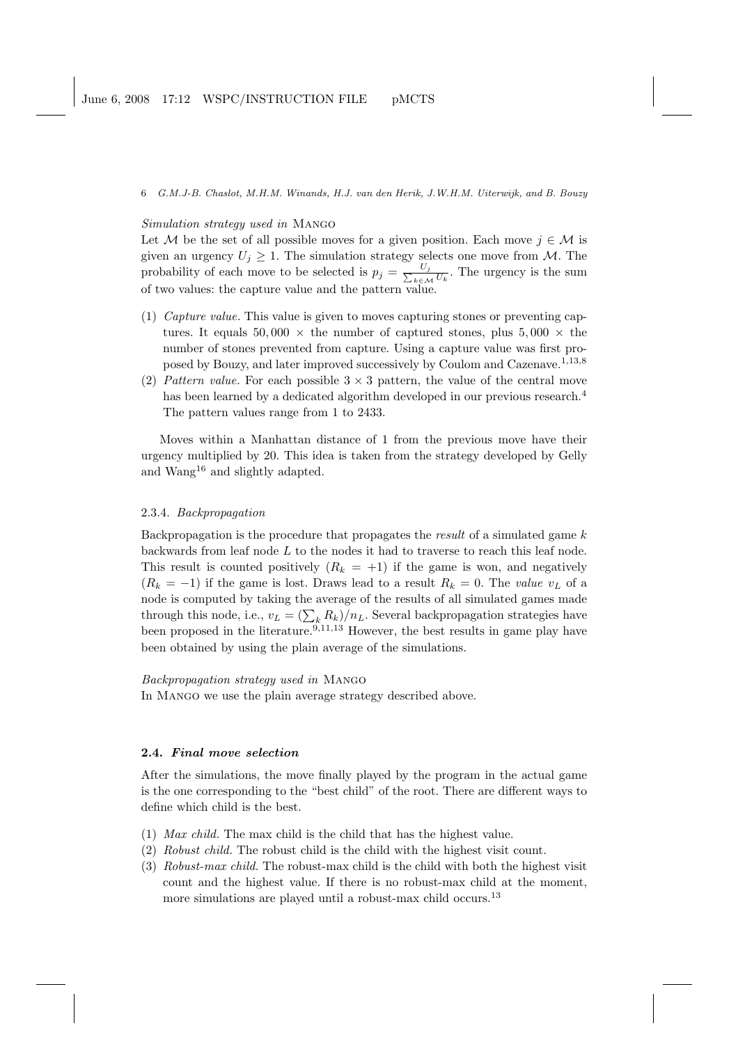*Simulation strategy used in* MANGO

Let $\mathcal{M}$ be the set of all possible moves for a given position. Each move $j \in \mathcal{M}$ is given an urgency $U_j \geq 1$. The simulation strategy selects one move from $\mathcal{M}$. The probability of each move to be selected is $p_j = \frac{U_j}{\sum_{k \in \mathcal{M}} U_k}$. The urgency is the sum of two values: the capture value and the pattern value.

(1) *Capture value.* This value is given to moves capturing stones or preventing captures. It equals $50,000 \times$ the number of captured stones, plus $5,000 \times$ the number of stones prevented from capture. Using a capture value was first proposed by Bouzy, and later improved successively by Coulom and Cazenave.[1,13,8]
(2) *Pattern value.* For each possible $3 \times 3$ pattern, the value of the central move has been learned by a dedicated algorithm developed in our previous research.[4] The pattern values range from 1 to 2433.

Moves within a Manhattan distance of 1 from the previous move have their urgency multiplied by 20. This idea is taken from the strategy developed by Gelly and Wang[16] and slightly adapted.

### 2.3.4. *Backpropagation*

Backpropagation is the procedure that propagates the *result* of a simulated game $k$ backwards from leaf node $L$ to the nodes it had to traverse to reach this leaf node. This result is counted positively ($R_k = +1$) if the game is won, and negatively ($R_k = -1$) if the game is lost. Draws lead to a result $R_k = 0$. The *value* $v_L$ of a node is computed by taking the average of the results of all simulated games made through this node, i.e., $v_L = (\sum_k R_k)/n_L$. Several backpropagation strategies have been proposed in the literature.[9,11,13] However, the best results in game play have been obtained by using the plain average of the simulations.

*Backpropagation strategy used in* MANGO

In MANGO we use the plain average strategy described above.

### 2.4. *Final move selection*

After the simulations, the move finally played by the program in the actual game is the one corresponding to the "best child" of the root. There are different ways to define which child is the best.

(1) *Max child.* The max child is the child that has the highest value.
(2) *Robust child.* The robust child is the child with the highest visit count.
(3) *Robust-max child.* The robust-max child is the child with both the highest visit count and the highest value. If there is no robust-max child at the moment, more simulations are played until a robust-max child occurs.[13]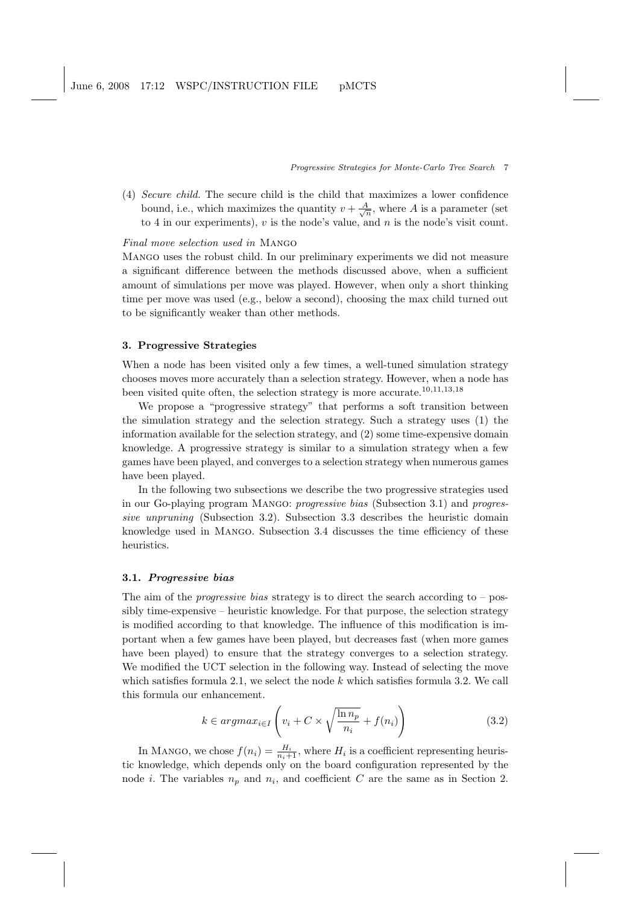(4) *Secure child.* The secure child is the child that maximizes a lower confidence bound, i.e., which maximizes the quantity $v + \frac{A}{\sqrt{n}}$, where $A$ is a parameter (set to 4 in our experiments), $v$ is the node's value, and $n$ is the node's visit count.

*Final move selection used in* MANGO

MANGO uses the robust child. In our preliminary experiments we did not measure a significant difference between the methods discussed above, when a sufficient amount of simulations per move was played. However, when only a short thinking time per move was used (e.g., below a second), choosing the max child turned out to be significantly weaker than other methods.

## 3. Progressive Strategies

When a node has been visited only a few times, a well-tuned simulation strategy chooses moves more accurately than a selection strategy. However, when a node has been visited quite often, the selection strategy is more accurate.[10,11,13,18]

We propose a "progressive strategy" that performs a soft transition between the simulation strategy and the selection strategy. Such a strategy uses (1) the information available for the selection strategy, and (2) some time-expensive domain knowledge. A progressive strategy is similar to a simulation strategy when a few games have been played, and converges to a selection strategy when numerous games have been played.

In the following two subsections we describe the two progressive strategies used in our Go-playing program MANGO: *progressive bias* (Subsection 3.1) and *progressive unpruning* (Subsection 3.2). Subsection 3.3 describes the heuristic domain knowledge used in MANGO. Subsection 3.4 discusses the time efficiency of these heuristics.

### 3.1. *Progressive bias*

The aim of the *progressive bias* strategy is to direct the search according to – possibly time-expensive – heuristic knowledge. For that purpose, the selection strategy is modified according to that knowledge. The influence of this modification is important when a few games have been played, but decreases fast (when more games have been played) to ensure that the strategy converges to a selection strategy. We modified the UCT selection in the following way. Instead of selecting the move which satisfies formula 2.1, we select the node $k$ which satisfies formula 3.2. We call this formula our enhancement.

$$k \in argmax_{i \in I} \left( v_i + C \times \sqrt{\frac{\ln n_p}{n_i}} + f(n_i) \right) \tag{3.2}$$

In MANGO, we chose $f(n_i) = \frac{H_i}{n_i + 1}$, where $H_i$ is a coefficient representing heuristic knowledge, which depends only on the board configuration represented by the node $i$. The variables $n_p$ and $n_i$, and coefficient $C$ are the same as in Section 2.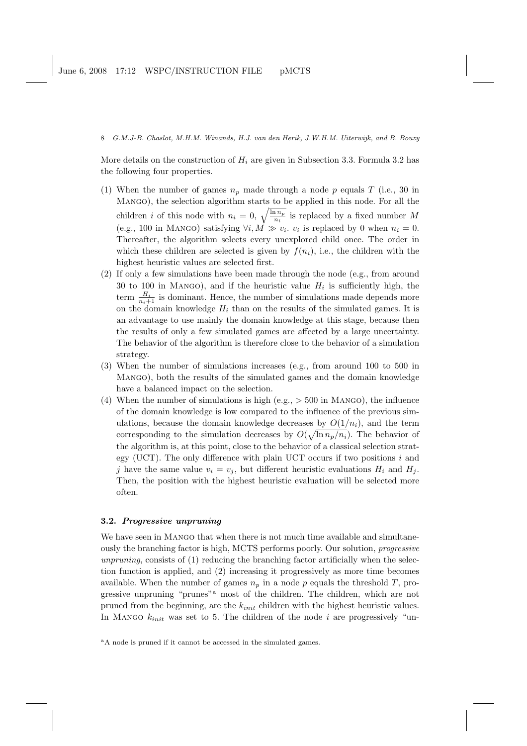More details on the construction of $H_i$ are given in Subsection 3.3. Formula 3.2 has the following four properties.

1. When the number of games $n_p$ made through a node $p$ equals $T$ (i.e., 30 in MANGO), the selection algorithm starts to be applied in this node. For all the children $i$ of this node with $n_i = 0$, $\sqrt{\frac{\ln n_p}{n_i}}$ is replaced by a fixed number $M$ (e.g., 100 in MANGO) satisfying $\forall i, M \gg v_i$. $v_i$ is replaced by 0 when $n_i = 0$. Thereafter, the algorithm selects every unexplored child once. The order in which these children are selected is given by $f(n_i)$, i.e., the children with the highest heuristic values are selected first.
2. If only a few simulations have been made through the node (e.g., from around 30 to 100 in MANGO), and if the heuristic value $H_i$ is sufficiently high, the term $\frac{H_i}{n_i+1}$ is dominant. Hence, the number of simulations made depends more on the domain knowledge $H_i$ than on the results of the simulated games. It is an advantage to use mainly the domain knowledge at this stage, because then the results of only a few simulated games are affected by a large uncertainty. The behavior of the algorithm is therefore close to the behavior of a simulation strategy.
3. When the number of simulations increases (e.g., from around 100 to 500 in MANGO), both the results of the simulated games and the domain knowledge have a balanced impact on the selection.
4. When the number of simulations is high (e.g., $> 500$ in MANGO), the influence of the domain knowledge is low compared to the influence of the previous simulations, because the domain knowledge decreases by $O(1/n_i)$, and the term corresponding to the simulation decreases by $O(\sqrt{\ln n_p/n_i})$. The behavior of the algorithm is, at this point, close to the behavior of a classical selection strategy (UCT). The only difference with plain UCT occurs if two positions $i$ and $j$ have the same value $v_i = v_j$, but different heuristic evaluations $H_i$ and $H_j$. Then, the position with the highest heuristic evaluation will be selected more often.

### 3.2. *Progressive unpruning*

We have seen in MANGO that when there is not much time available and simultaneously the branching factor is high, MCTS performs poorly. Our solution, *progressive unpruning*, consists of (1) reducing the branching factor artificially when the selection function is applied, and (2) increasing it progressively as more time becomes available. When the number of games $n_p$ in a node $p$ equals the threshold $T$, progressive unpruning "prunes"[a] most of the children. The children, which are not pruned from the beginning, are the $k_{init}$ children with the highest heuristic values. In MANGO $k_{init}$ was set to 5. The children of the node $i$ are progressively "un-

[a] A node is pruned if it cannot be accessed in the simulated games.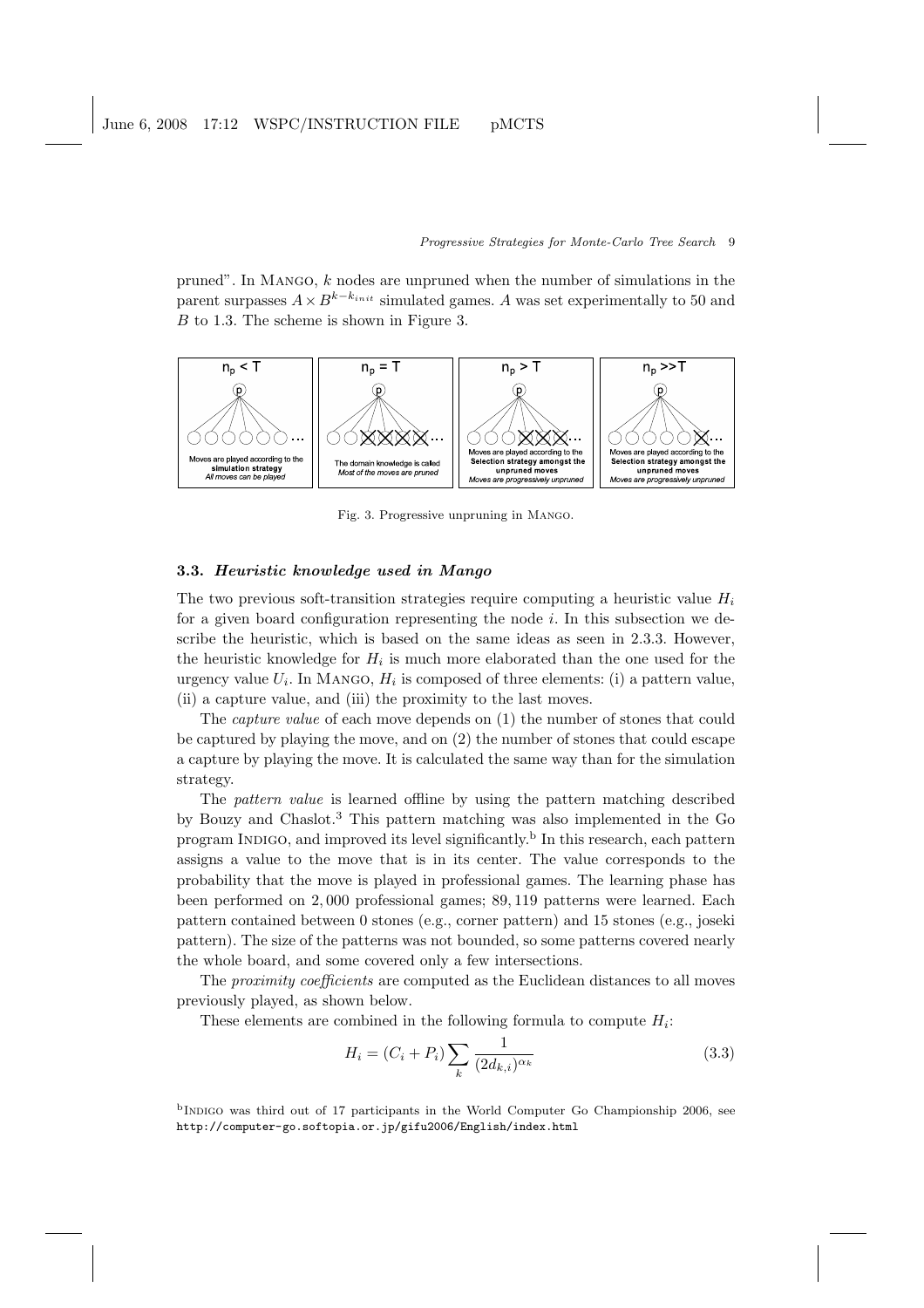pruned". In MANGO, $k$ nodes are unpruned when the number of simulations in the parent surpasses $A \times B^{k-k_{init}}$ simulated games. $A$ was set experimentally to 50 and $B$ to 1.3. The scheme is shown in Figure 3.

Fig. 3. Progressive unpruning in MANGO.

### 3.3. *Heuristic knowledge used in Mango*

The two previous soft-transition strategies require computing a heuristic value $H_i$ for a given board configuration representing the node $i$. In this subsection we describe the heuristic, which is based on the same ideas as seen in 2.3.3. However, the heuristic knowledge for $H_i$ is much more elaborated than the one used for the urgency value $U_i$. In MANGO, $H_i$ is composed of three elements: (i) a pattern value, (ii) a capture value, and (iii) the proximity to the last moves.

The *capture value* of each move depends on (1) the number of stones that could be captured by playing the move, and on (2) the number of stones that could escape a capture by playing the move. It is calculated the same way than for the simulation strategy.

The *pattern value* is learned offline by using the pattern matching described by Bouzy and Chaslot.[3] This pattern matching was also implemented in the Go program INDIGO, and improved its level significantly.[b] In this research, each pattern assigns a value to the move that is in its center. The value corresponds to the probability that the move is played in professional games. The learning phase has been performed on 2,000 professional games; 89,119 patterns were learned. Each pattern contained between 0 stones (e.g., corner pattern) and 15 stones (e.g., joseki pattern). The size of the patterns was not bounded, so some patterns covered nearly the whole board, and some covered only a few intersections.

The *proximity coefficients* are computed as the Euclidean distances to all moves previously played, as shown below.

These elements are combined in the following formula to compute $H_i$:

$$H_i = (C_i + P_i) \sum_k \frac{1}{(2d_{k,i})^{\alpha_k}} \tag{3.3}$$

[b] INDIGO was third out of 17 participants in the World Computer Go Championship 2006, see http://computer-go.softopia.or.jp/gifu2006/English/index.html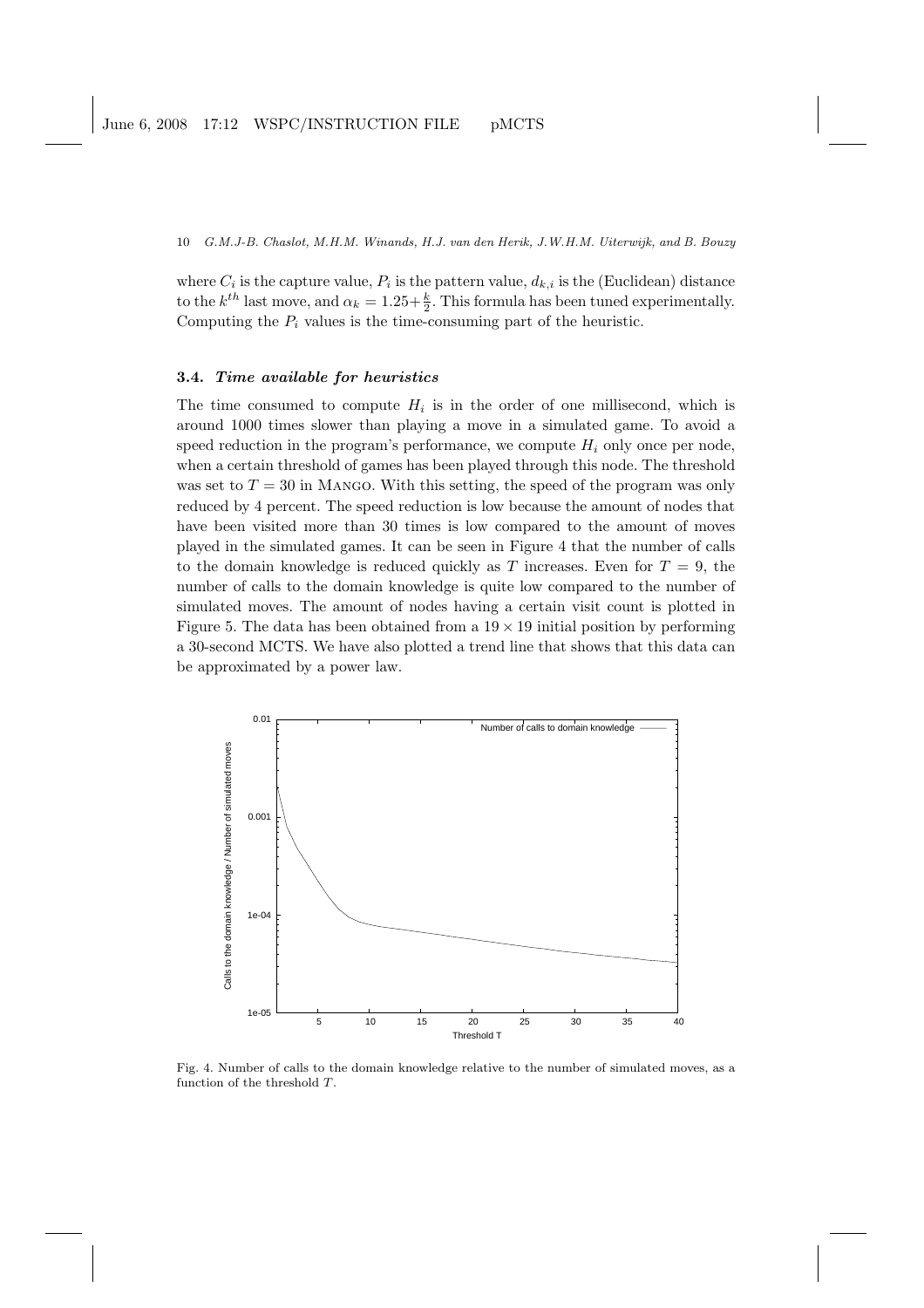where $C_i$ is the capture value, $P_i$ is the pattern value, $d_{k,i}$ is the (Euclidean) distance to the $k^{th}$ last move, and $\alpha_k = 1.25 + \frac{k}{2}$. This formula has been tuned experimentally. Computing the $P_i$ values is the time-consuming part of the heuristic.

### 3.4. *Time available for heuristics*

The time consumed to compute $H_i$ is in the order of one millisecond, which is around 1000 times slower than playing a move in a simulated game. To avoid a speed reduction in the program's performance, we compute $H_i$ only once per node, when a certain threshold of games has been played through this node. The threshold was set to $T = 30$ in Mango. With this setting, the speed of the program was only reduced by 4 percent. The speed reduction is low because the amount of nodes that have been visited more than 30 times is low compared to the amount of moves played in the simulated games. It can be seen in Figure 4 that the number of calls to the domain knowledge is reduced quickly as $T$ increases. Even for $T = 9$, the number of calls to the domain knowledge is quite low compared to the number of simulated moves. The amount of nodes having a certain visit count is plotted in Figure 5. The data has been obtained from a $19 \times 19$ initial position by performing a 30-second MCTS. We have also plotted a trend line that shows that this data can be approximated by a power law.

Fig. 4. Number of calls to the domain knowledge relative to the number of simulated moves, as a function of the threshold $T$.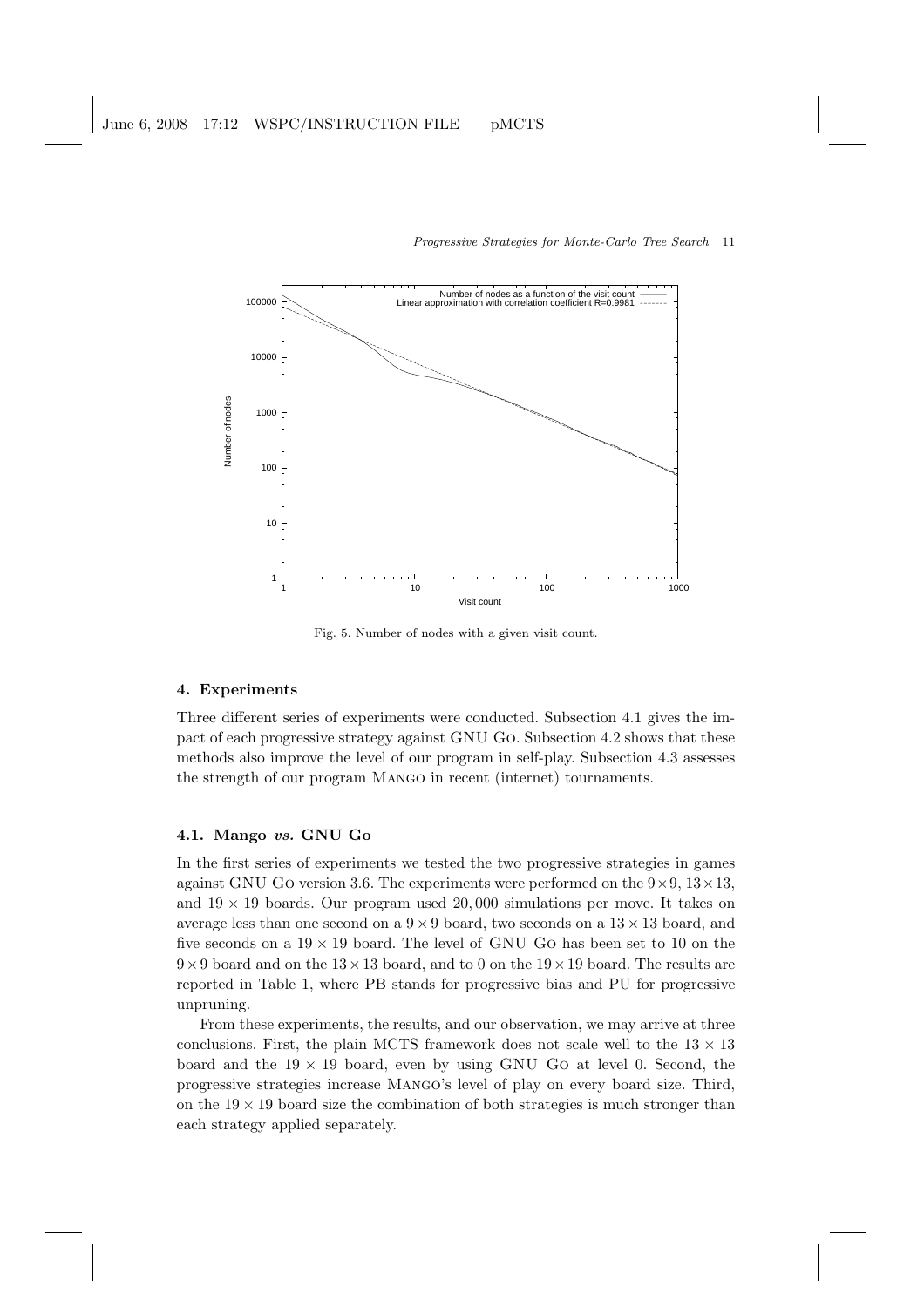Fig. 5. Number of nodes with a given visit count.

## 4. Experiments

Three different series of experiments were conducted. Subsection 4.1 gives the impact of each progressive strategy against GNU Go. Subsection 4.2 shows that these methods also improve the level of our program in self-play. Subsection 4.3 assesses the strength of our program Mango in recent (internet) tournaments.

### 4.1. Mango *vs.* GNU Go

In the first series of experiments we tested the two progressive strategies in games against GNU Go version 3.6. The experiments were performed on the $9 \times 9$, $13 \times 13$, and $19 \times 19$ boards. Our program used 20,000 simulations per move. It takes on average less than one second on a $9 \times 9$ board, two seconds on a $13 \times 13$ board, and five seconds on a $19 \times 19$ board. The level of GNU Go has been set to 10 on the $9 \times 9$ board and on the $13 \times 13$ board, and to 0 on the $19 \times 19$ board. The results are reported in Table 1, where PB stands for progressive bias and PU for progressive unpruning.

From these experiments, the results, and our observation, we may arrive at three conclusions. First, the plain MCTS framework does not scale well to the $13 \times 13$ board and the $19 \times 19$ board, even by using GNU Go at level 0. Second, the progressive strategies increase Mango's level of play on every board size. Third, on the $19 \times 19$ board size the combination of both strategies is much stronger than each strategy applied separately.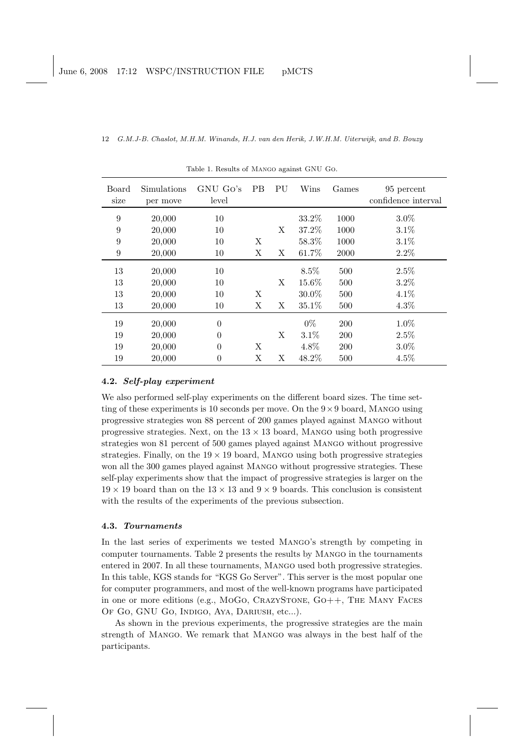Table 1. Results of MANGO against GNU GO.

| Board size | Simulations per move | GNU GO's level | PB | PU | Wins | Games | 95 percent confidence interval |
|---|---|---|---|---|---|---|---|
| 9 | 20,000 | 10 | | | 33.2% | 1000 | 3.0% |
| 9 | 20,000 | 10 | | X | 37.2% | 1000 | 3.1% |
| 9 | 20,000 | 10 | X | | 58.3% | 1000 | 3.1% |
| 9 | 20,000 | 10 | X | X | 61.7% | 2000 | 2.2% |
| 13 | 20,000 | 10 | | | 8.5% | 500 | 2.5% |
| 13 | 20,000 | 10 | | X | 15.6% | 500 | 3.2% |
| 13 | 20,000 | 10 | X | | 30.0% | 500 | 4.1% |
| 13 | 20,000 | 10 | X | X | 35.1% | 500 | 4.3% |
| 19 | 20,000 | 0 | | | 0% | 200 | 1.0% |
| 19 | 20,000 | 0 | | X | 3.1% | 200 | 2.5% |
| 19 | 20,000 | 0 | X | | 4.8% | 200 | 3.0% |
| 19 | 20,000 | 0 | X | X | 48.2% | 500 | 4.5% |

### 4.2. *Self-play experiment*

We also performed self-play experiments on the different board sizes. The time setting of these experiments is 10 seconds per move. On the $9 \times 9$ board, MANGO using progressive strategies won 88 percent of 200 games played against MANGO without progressive strategies. Next, on the $13 \times 13$ board, MANGO using both progressive strategies won 81 percent of 500 games played against MANGO without progressive strategies. Finally, on the $19 \times 19$ board, MANGO using both progressive strategies won all the 300 games played against MANGO without progressive strategies. These self-play experiments show that the impact of progressive strategies is larger on the $19 \times 19$ board than on the $13 \times 13$ and $9 \times 9$ boards. This conclusion is consistent with the results of the experiments of the previous subsection.

### 4.3. *Tournaments*

In the last series of experiments we tested MANGO's strength by competing in computer tournaments. Table 2 presents the results by MANGO in the tournaments entered in 2007. In all these tournaments, MANGO used both progressive strategies. In this table, KGS stands for "KGS Go Server". This server is the most popular one for computer programmers, and most of the well-known programs have participated in one or more editions (e.g., MOGO, CRAZYSTONE, GO++, THE MANY FACES OF GO, GNU GO, INDIGO, AYA, DARIUSH, etc...).

As shown in the previous experiments, the progressive strategies are the main strength of MANGO. We remark that MANGO was always in the best half of the participants.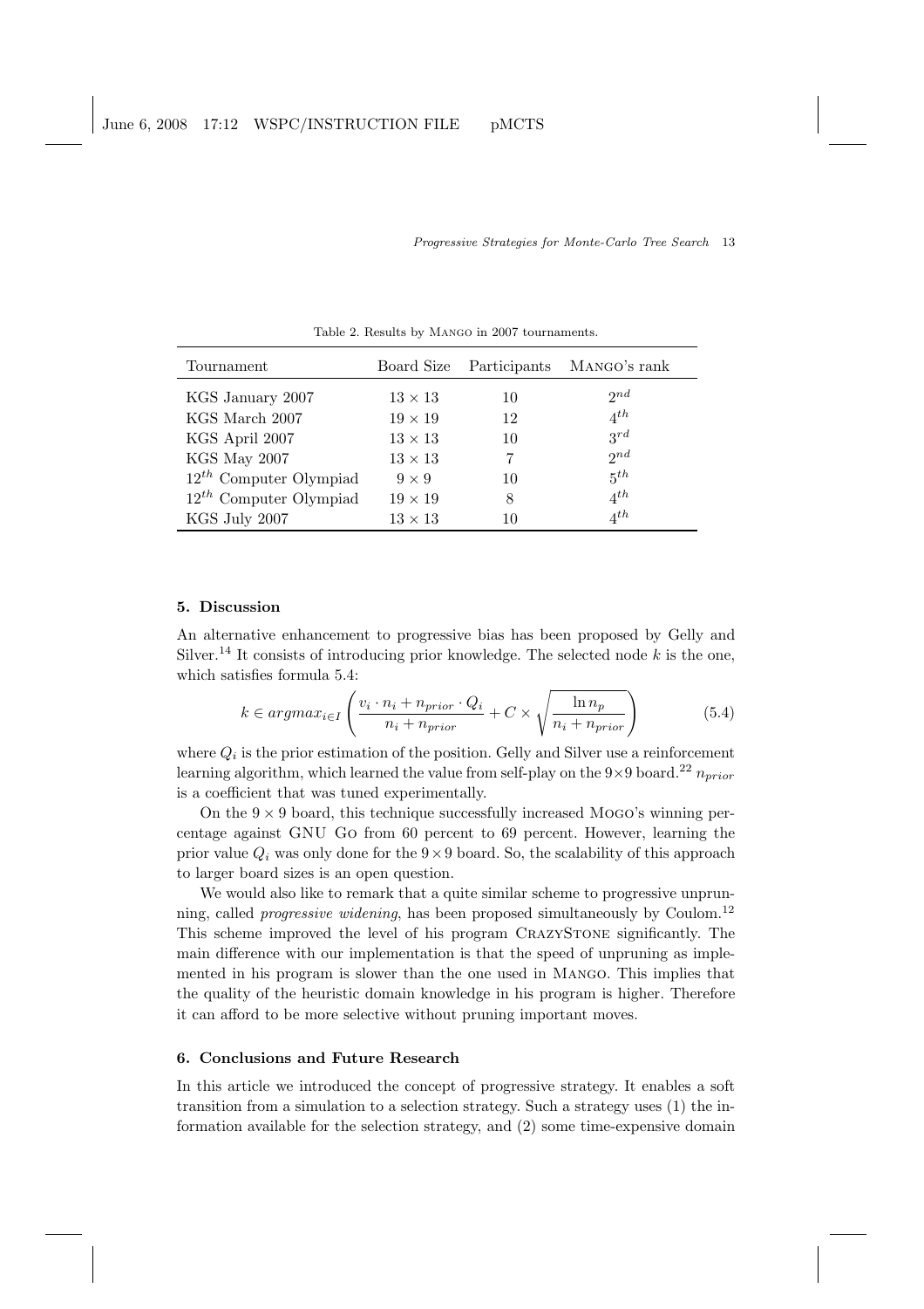Table 2. Results by MANGO in 2007 tournaments.

| Tournament | Board Size | Participants | MANGO's rank |
|---|---|---|---|
| KGS January 2007 | $13 \times 13$ | 10 | $2^{nd}$ |
| KGS March 2007 | $19 \times 19$ | 12 | $4^{th}$ |
| KGS April 2007 | $13 \times 13$ | 10 | $3^{rd}$ |
| KGS May 2007 | $13 \times 13$ | 7 | $2^{nd}$ |
| $12^{th}$ Computer Olympiad | $9 \times 9$ | 10 | $5^{th}$ |
| $12^{th}$ Computer Olympiad | $19 \times 19$ | 8 | $4^{th}$ |
| KGS July 2007 | $13 \times 13$ | 10 | $4^{th}$ |

## 5. Discussion

An alternative enhancement to progressive bias has been proposed by Gelly and Silver.[14] It consists of introducing prior knowledge. The selected node $k$ is the one, which satisfies formula 5.4:

$$k \in argmax_{i \in I} \left( \frac{v_i \cdot n_i + n_{prior} \cdot Q_i}{n_i + n_{prior}} + C \times \sqrt{\frac{\ln n_p}{n_i + n_{prior}}} \right) \tag{5.4}$$

where $Q_i$ is the prior estimation of the position. Gelly and Silver use a reinforcement learning algorithm, which learned the value from self-play on the $9 \times 9$ board.[22] $n_{prior}$ is a coefficient that was tuned experimentally.

On the $9 \times 9$ board, this technique successfully increased MOGO's winning percentage against GNU GO from 60 percent to 69 percent. However, learning the prior value $Q_i$ was only done for the $9 \times 9$ board. So, the scalability of this approach to larger board sizes is an open question.

We would also like to remark that a quite similar scheme to progressive unpruning, called *progressive widening*, has been proposed simultaneously by Coulom.[12] This scheme improved the level of his program CRAZYSTONE significantly. The main difference with our implementation is that the speed of unpruning as implemented in his program is slower than the one used in MANGO. This implies that the quality of the heuristic domain knowledge in his program is higher. Therefore it can afford to be more selective without pruning important moves.

## 6. Conclusions and Future Research

In this article we introduced the concept of progressive strategy. It enables a soft transition from a simulation to a selection strategy. Such a strategy uses (1) the information available for the selection strategy, and (2) some time-expensive domain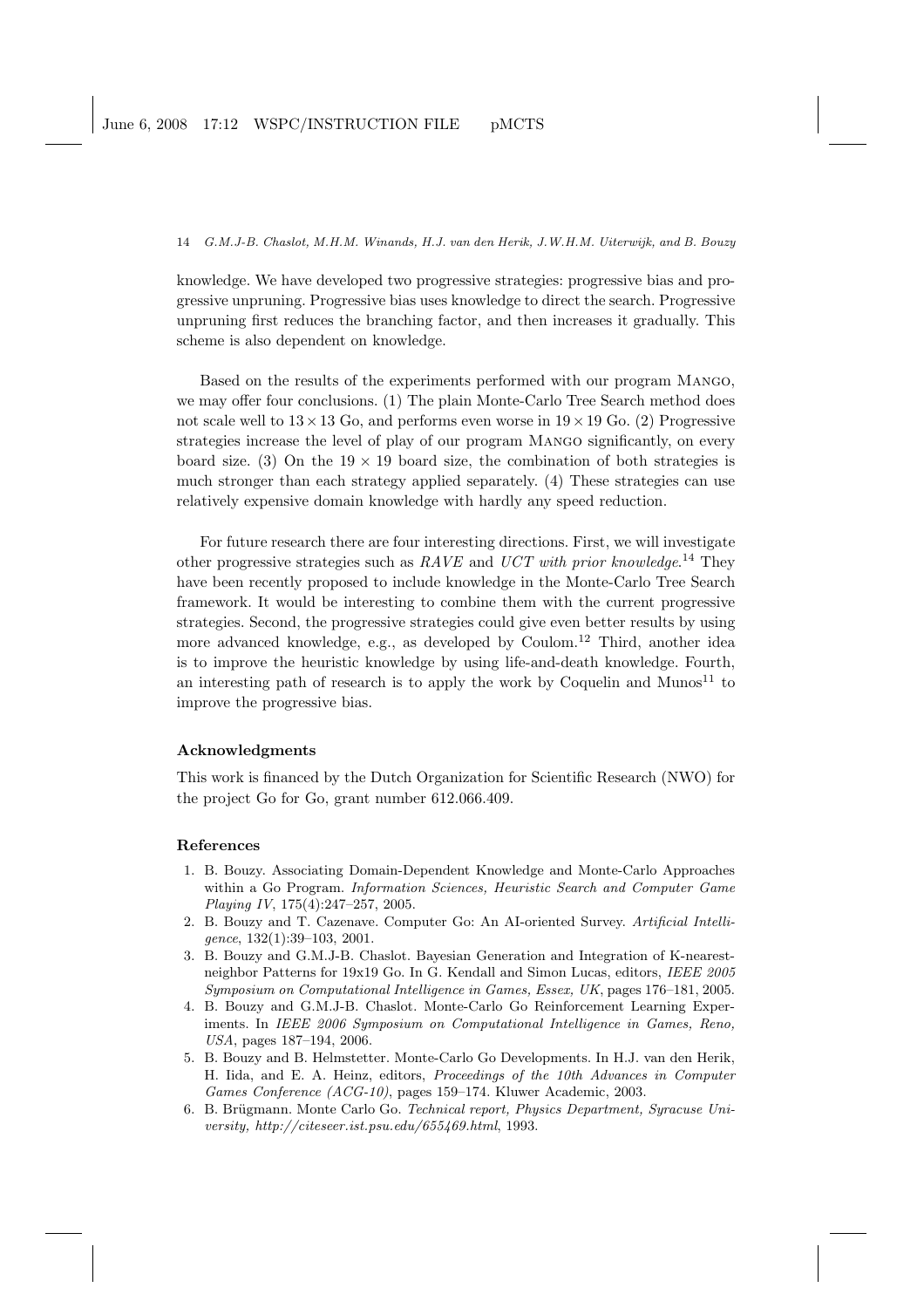knowledge. We have developed two progressive strategies: progressive bias and progressive unpruning. Progressive bias uses knowledge to direct the search. Progressive unpruning first reduces the branching factor, and then increases it gradually. This scheme is also dependent on knowledge.

Based on the results of the experiments performed with our program MANGO, we may offer four conclusions. (1) The plain Monte-Carlo Tree Search method does not scale well to $13 \times 13$ Go, and performs even worse in $19 \times 19$ Go. (2) Progressive strategies increase the level of play of our program MANGO significantly, on every board size. (3) On the $19 \times 19$ board size, the combination of both strategies is much stronger than each strategy applied separately. (4) These strategies can use relatively expensive domain knowledge with hardly any speed reduction.

For future research there are four interesting directions. First, we will investigate other progressive strategies such as *RAVE* and *UCT with prior knowledge*.[14] They have been recently proposed to include knowledge in the Monte-Carlo Tree Search framework. It would be interesting to combine them with the current progressive strategies. Second, the progressive strategies could give even better results by using more advanced knowledge, e.g., as developed by Coulom.[12] Third, another idea is to improve the heuristic knowledge by using life-and-death knowledge. Fourth, an interesting path of research is to apply the work by Coquelin and Munos[11] to improve the progressive bias.

### Acknowledgments

This work is financed by the Dutch Organization for Scientific Research (NWO) for the project Go for Go, grant number 612.066.409.

### References

1. B. Bouzy. Associating Domain-Dependent Knowledge and Monte-Carlo Approaches within a Go Program. *Information Sciences, Heuristic Search and Computer Game Playing IV*, 175(4):247–257, 2005.
2. B. Bouzy and T. Cazenave. Computer Go: An AI-oriented Survey. *Artificial Intelligence*, 132(1):39–103, 2001.
3. B. Bouzy and G.M.J-B. Chaslot. Bayesian Generation and Integration of K-nearest-neighbor Patterns for 19x19 Go. In G. Kendall and Simon Lucas, editors, *IEEE 2005 Symposium on Computational Intelligence in Games, Essex, UK*, pages 176–181, 2005.
4. B. Bouzy and G.M.J-B. Chaslot. Monte-Carlo Go Reinforcement Learning Experiments. In *IEEE 2006 Symposium on Computational Intelligence in Games, Reno, USA*, pages 187–194, 2006.
5. B. Bouzy and B. Helmstetter. Monte-Carlo Go Developments. In H.J. van den Herik, H. Iida, and E. A. Heinz, editors, *Proceedings of the 10th Advances in Computer Games Conference (ACG-10)*, pages 159–174. Kluwer Academic, 2003.
6. B. Brügmann. Monte Carlo Go. *Technical report, Physics Department, Syracuse University, http://citeseer.ist.psu.edu/655469.html*, 1993.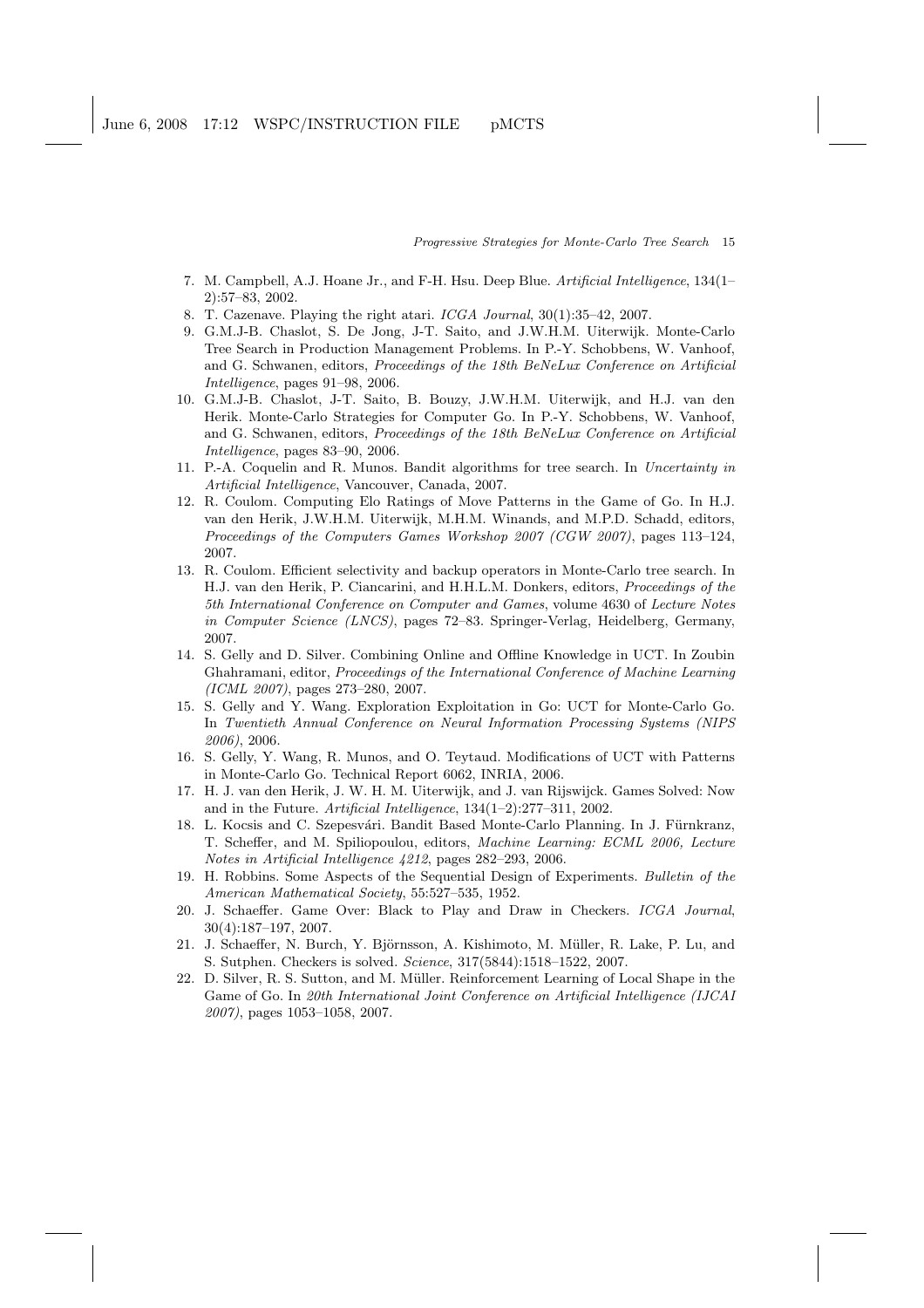7. M. Campbell, A.J. Hoane Jr., and F-H. Hsu. Deep Blue. *Artificial Intelligence*, 134(1–2):57–83, 2002.
8. T. Cazenave. Playing the right atari. *ICGA Journal*, 30(1):35–42, 2007.
9. G.M.J-B. Chaslot, S. De Jong, J-T. Saito, and J.W.H.M. Uiterwijk. Monte-Carlo Tree Search in Production Management Problems. In P.-Y. Schobbens, W. Vanhoof, and G. Schwanen, editors, *Proceedings of the 18th BeNeLux Conference on Artificial Intelligence*, pages 91–98, 2006.
10. G.M.J-B. Chaslot, J-T. Saito, B. Bouzy, J.W.H.M. Uiterwijk, and H.J. van den Herik. Monte-Carlo Strategies for Computer Go. In P.-Y. Schobbens, W. Vanhoof, and G. Schwanen, editors, *Proceedings of the 18th BeNeLux Conference on Artificial Intelligence*, pages 83–90, 2006.
11. P.-A. Coquelin and R. Munos. Bandit algorithms for tree search. In *Uncertainty in Artificial Intelligence*, Vancouver, Canada, 2007.
12. R. Coulom. Computing Elo Ratings of Move Patterns in the Game of Go. In H.J. van den Herik, J.W.H.M. Uiterwijk, M.H.M. Winands, and M.P.D. Schadd, editors, *Proceedings of the Computers Games Workshop 2007 (CGW 2007)*, pages 113–124, 2007.
13. R. Coulom. Efficient selectivity and backup operators in Monte-Carlo tree search. In H.J. van den Herik, P. Ciancarini, and H.H.L.M. Donkers, editors, *Proceedings of the 5th International Conference on Computer and Games*, volume 4630 of *Lecture Notes in Computer Science (LNCS)*, pages 72–83. Springer-Verlag, Heidelberg, Germany, 2007.
14. S. Gelly and D. Silver. Combining Online and Offline Knowledge in UCT. In Zoubin Ghahramani, editor, *Proceedings of the International Conference of Machine Learning (ICML 2007)*, pages 273–280, 2007.
15. S. Gelly and Y. Wang. Exploration Exploitation in Go: UCT for Monte-Carlo Go. In *Twentieth Annual Conference on Neural Information Processing Systems (NIPS 2006)*, 2006.
16. S. Gelly, Y. Wang, R. Munos, and O. Teytaud. Modifications of UCT with Patterns in Monte-Carlo Go. Technical Report 6062, INRIA, 2006.
17. H. J. van den Herik, J. W. H. M. Uiterwijk, and J. van Rijswijck. Games Solved: Now and in the Future. *Artificial Intelligence*, 134(1–2):277–311, 2002.
18. L. Kocsis and C. Szepesvári. Bandit Based Monte-Carlo Planning. In J. Fürnkranz, T. Scheffer, and M. Spiliopoulou, editors, *Machine Learning: ECML 2006, Lecture Notes in Artificial Intelligence 4212*, pages 282–293, 2006.
19. H. Robbins. Some Aspects of the Sequential Design of Experiments. *Bulletin of the American Mathematical Society*, 55:527–535, 1952.
20. J. Schaeffer. Game Over: Black to Play and Draw in Checkers. *ICGA Journal*, 30(4):187–197, 2007.
21. J. Schaeffer, N. Burch, Y. Björnsson, A. Kishimoto, M. Müller, R. Lake, P. Lu, and S. Sutphen. Checkers is solved. *Science*, 317(5844):1518–1522, 2007.
22. D. Silver, R. S. Sutton, and M. Müller. Reinforcement Learning of Local Shape in the Game of Go. In *20th International Joint Conference on Artificial Intelligence (IJCAI 2007)*, pages 1053–1058, 2007.